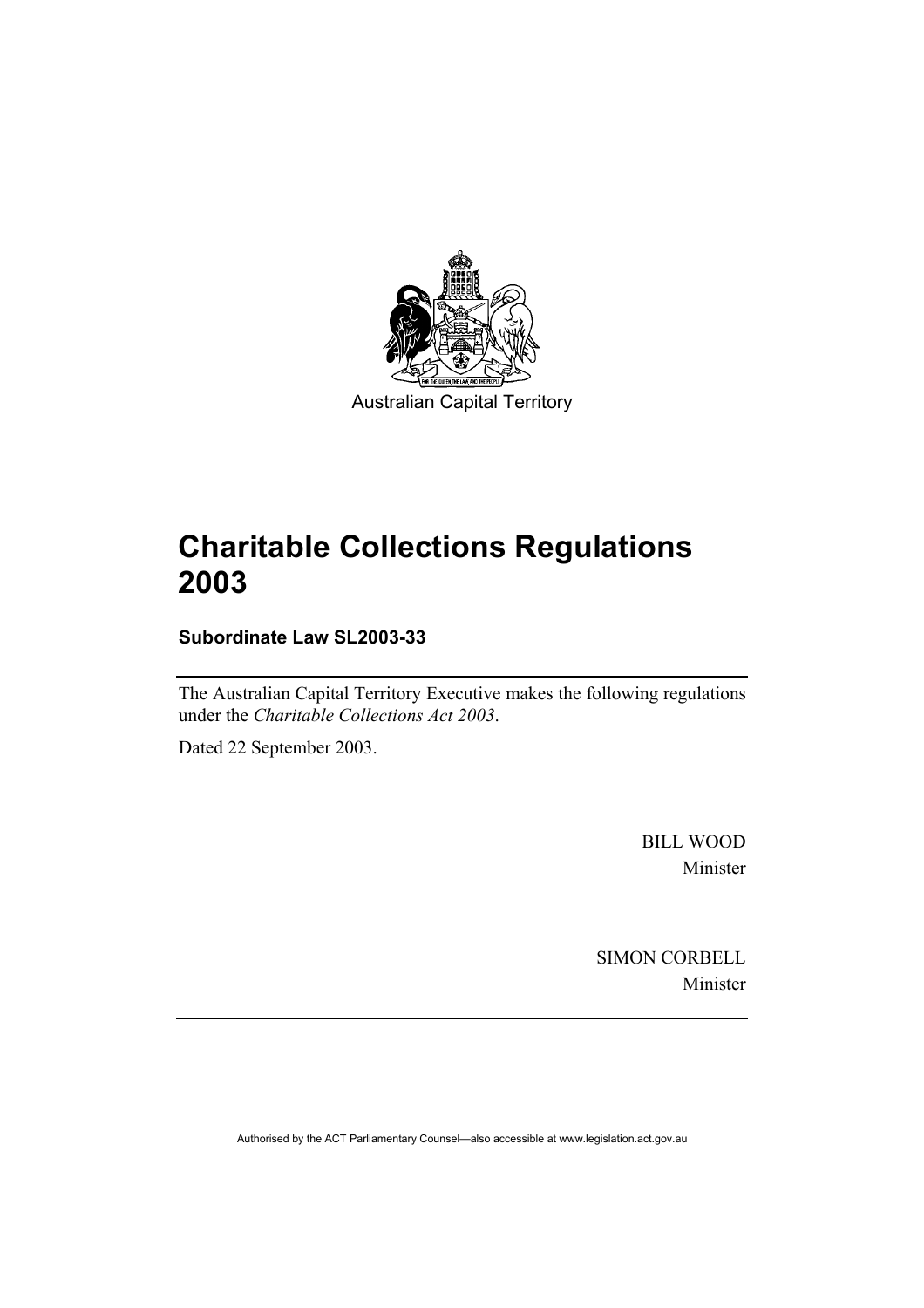Australian Capital Territory

# Charitable Collections Regulations 2003

**Subordinate Law SL2003-33**

The Australian Capital Territory Executive makes the following regulations under the *Charitable Collections Act 2003*.

Dated 22 September 2003.

BILL WOOD
Minister

SIMON CORBELL
Minister

Authorised by the ACT Parliamentary Counsel—also accessible at www.legislation.act.gov.au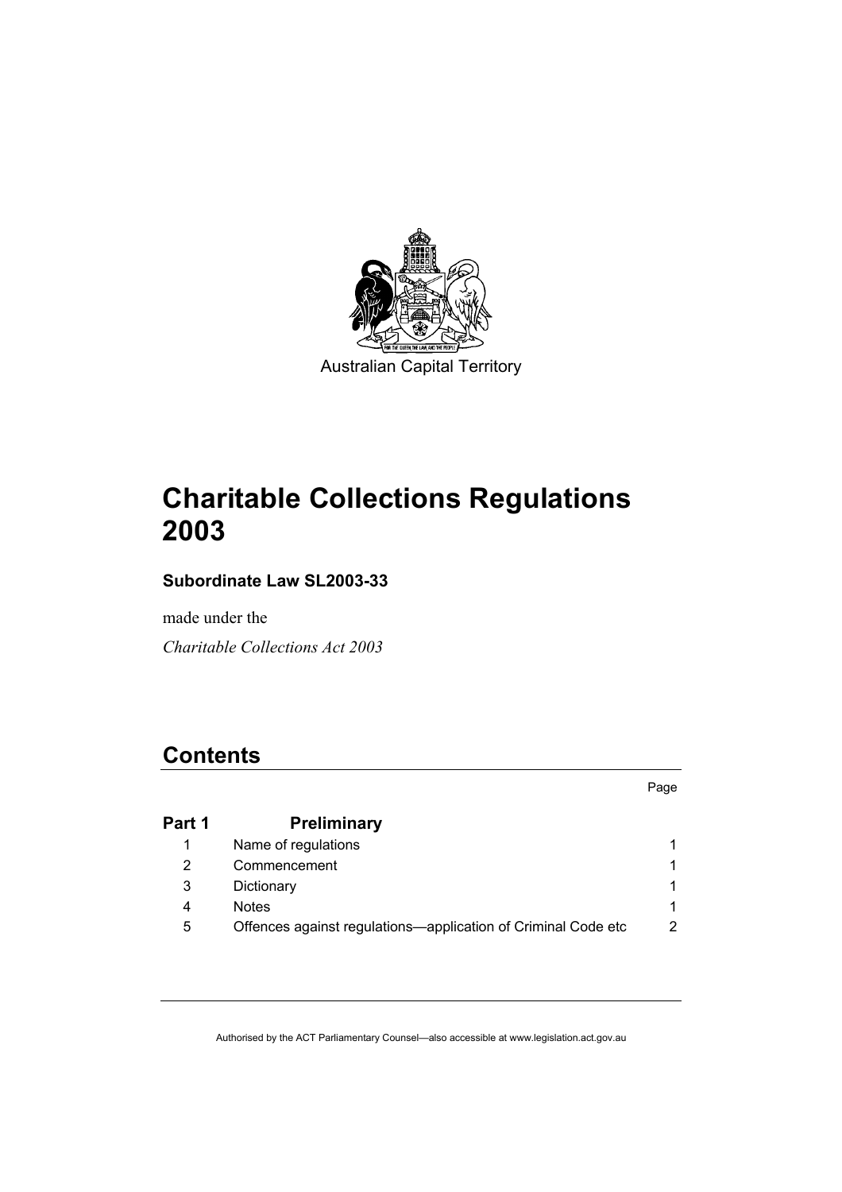Australian Capital Territory

# Charitable Collections Regulations 2003

**Subordinate Law SL2003-33**

made under the

*Charitable Collections Act 2003*

## Contents

| | | Page |
|---|---|---|
| **Part 1** | **Preliminary** | |
| 1 | Name of regulations | 1 |
| 2 | Commencement | 1 |
| 3 | Dictionary | 1 |
| 4 | Notes | 1 |
| 5 | Offences against regulations—application of Criminal Code etc | 2 |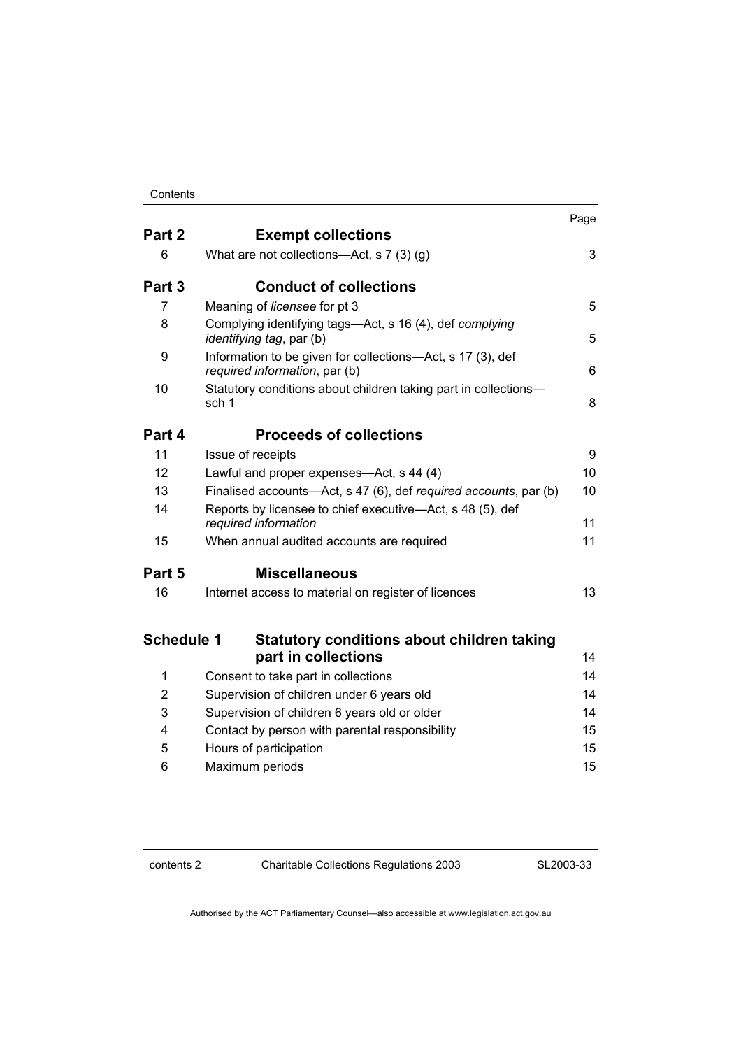| | | Page |
|---|---|---|
| **Part 2** | **Exempt collections** | |
| 6 | What are not collections—Act, s 7 (3) (g) | 3 |
| **Part 3** | **Conduct of collections** | |
| 7 | Meaning of *licensee* for pt 3 | 5 |
| 8 | Complying identifying tags—Act, s 16 (4), def *complying identifying tag*, par (b) | 5 |
| 9 | Information to be given for collections—Act, s 17 (3), def *required information*, par (b) | 6 |
| 10 | Statutory conditions about children taking part in collections—sch 1 | 8 |
| **Part 4** | **Proceeds of collections** | |
| 11 | Issue of receipts | 9 |
| 12 | Lawful and proper expenses—Act, s 44 (4) | 10 |
| 13 | Finalised accounts—Act, s 47 (6), def *required accounts*, par (b) | 10 |
| 14 | Reports by licensee to chief executive—Act, s 48 (5), def *required information* | 11 |
| 15 | When annual audited accounts are required | 11 |
| **Part 5** | **Miscellaneous** | |
| 16 | Internet access to material on register of licences | 13 |
| **Schedule 1** | **Statutory conditions about children taking part in collections** | 14 |
| 1 | Consent to take part in collections | 14 |
| 2 | Supervision of children under 6 years old | 14 |
| 3 | Supervision of children 6 years old or older | 14 |
| 4 | Contact by person with parental responsibility | 15 |
| 5 | Hours of participation | 15 |
| 6 | Maximum periods | 15 |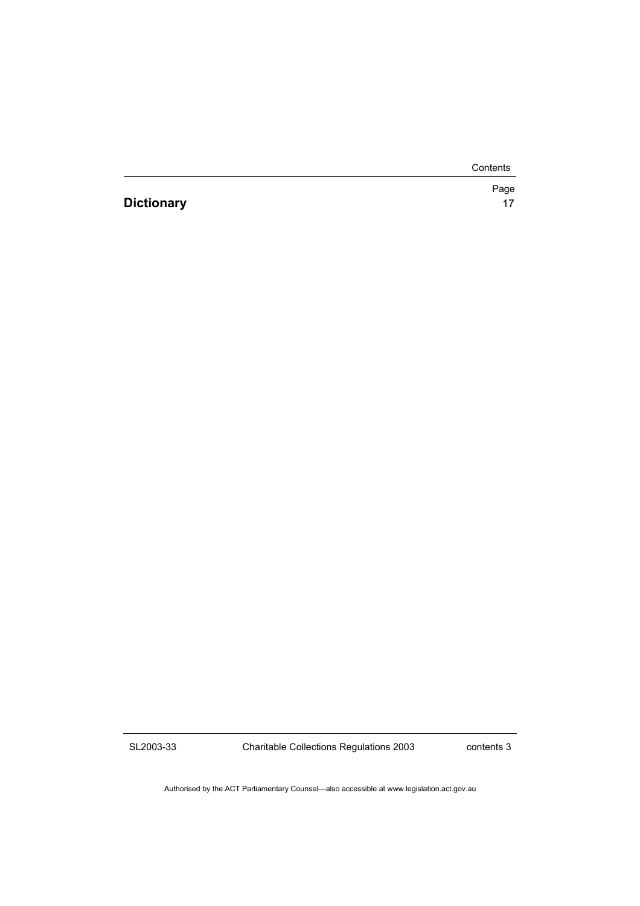| | Page |
|---|---|
| **Dictionary** | 17 |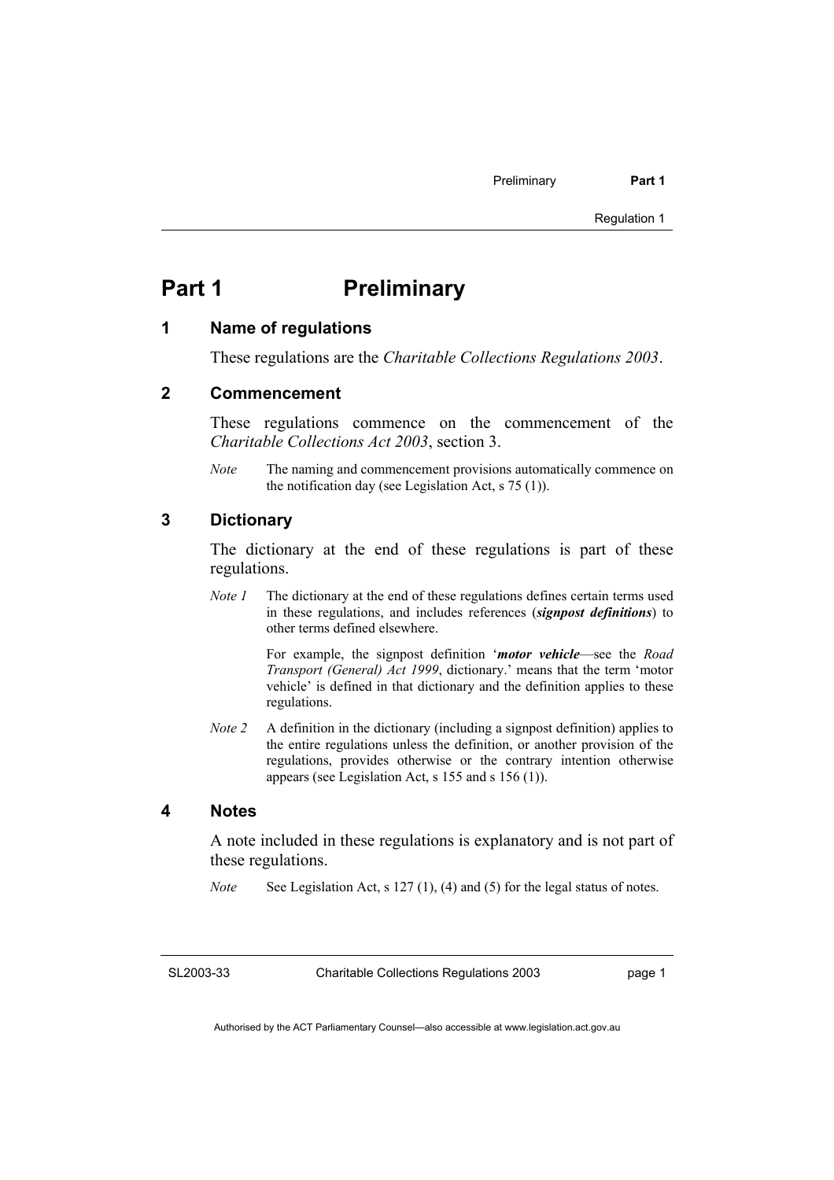# Part 1 Preliminary

## 1 Name of regulations

These regulations are the *Charitable Collections Regulations 2003*.

## 2 Commencement

These regulations commence on the commencement of the *Charitable Collections Act 2003*, section 3.

*Note* The naming and commencement provisions automatically commence on the notification day (see Legislation Act, s 75 (1)).

## 3 Dictionary

The dictionary at the end of these regulations is part of these regulations.

*Note 1* The dictionary at the end of these regulations defines certain terms used in these regulations, and includes references (***signpost definitions***) to other terms defined elsewhere.

For example, the signpost definition '***motor vehicle***—see the *Road Transport (General) Act 1999*, dictionary.' means that the term 'motor vehicle' is defined in that dictionary and the definition applies to these regulations.

*Note 2* A definition in the dictionary (including a signpost definition) applies to the entire regulations unless the definition, or another provision of the regulations, provides otherwise or the contrary intention otherwise appears (see Legislation Act, s 155 and s 156 (1)).

## 4 Notes

A note included in these regulations is explanatory and is not part of these regulations.

*Note* See Legislation Act, s 127 (1), (4) and (5) for the legal status of notes.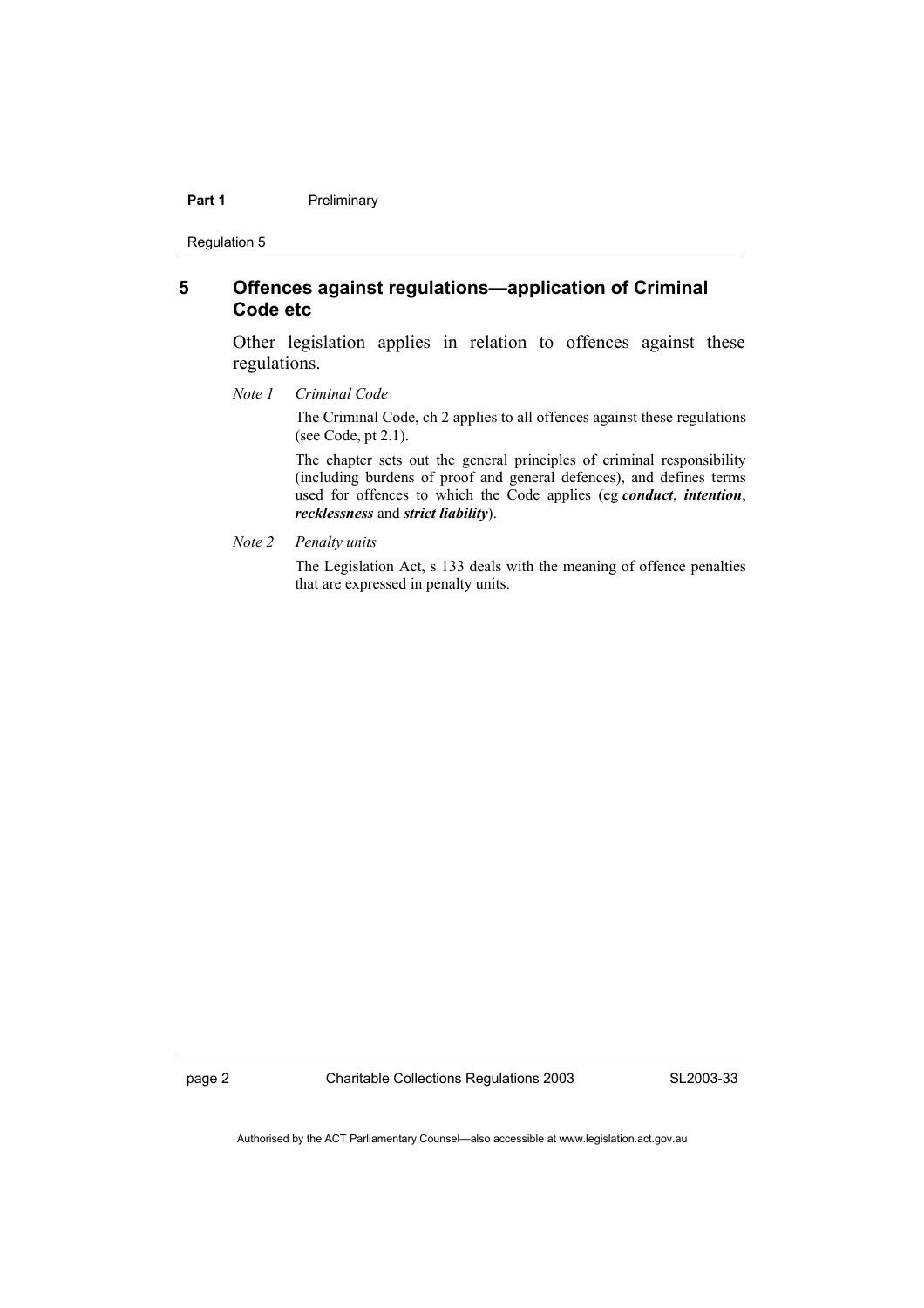## 5 Offences against regulations—application of Criminal Code etc

Other legislation applies in relation to offences against these regulations.

*Note 1* *Criminal Code*

The Criminal Code, ch 2 applies to all offences against these regulations (see Code, pt 2.1).

The chapter sets out the general principles of criminal responsibility (including burdens of proof and general defences), and defines terms used for offences to which the Code applies (eg ***conduct***, ***intention***, ***recklessness*** and ***strict liability***).

*Note 2* *Penalty units*

The Legislation Act, s 133 deals with the meaning of offence penalties that are expressed in penalty units.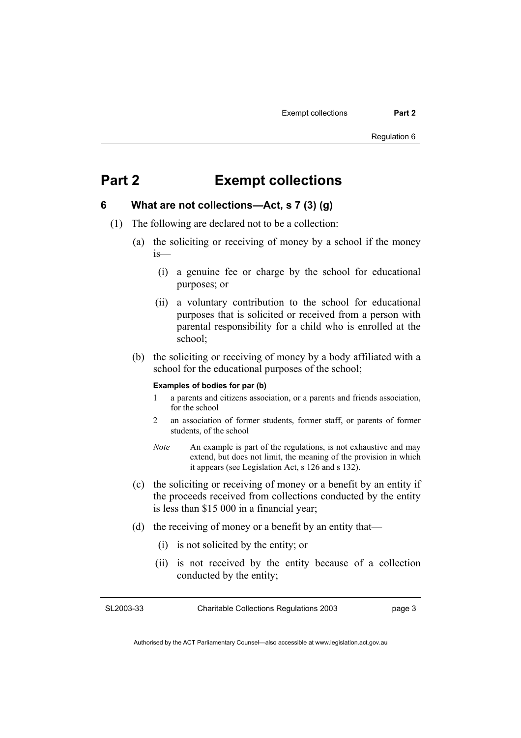# Part 2 Exempt collections

## 6 What are not collections—Act, s 7 (3) (g)

(1) The following are declared not to be a collection:

(a) the soliciting or receiving of money by a school if the money is—

(i) a genuine fee or charge by the school for educational purposes; or

(ii) a voluntary contribution to the school for educational purposes that is solicited or received from a person with parental responsibility for a child who is enrolled at the school;

(b) the soliciting or receiving of money by a body affiliated with a school for the educational purposes of the school;

**Examples of bodies for par (b)**

1 a parents and citizens association, or a parents and friends association, for the school

2 an association of former students, former staff, or parents of former students, of the school

*Note* An example is part of the regulations, is not exhaustive and may extend, but does not limit, the meaning of the provision in which it appears (see Legislation Act, s 126 and s 132).

(c) the soliciting or receiving of money or a benefit by an entity if the proceeds received from collections conducted by the entity is less than $15 000 in a financial year;

(d) the receiving of money or a benefit by an entity that—

(i) is not solicited by the entity; or

(ii) is not received by the entity because of a collection conducted by the entity;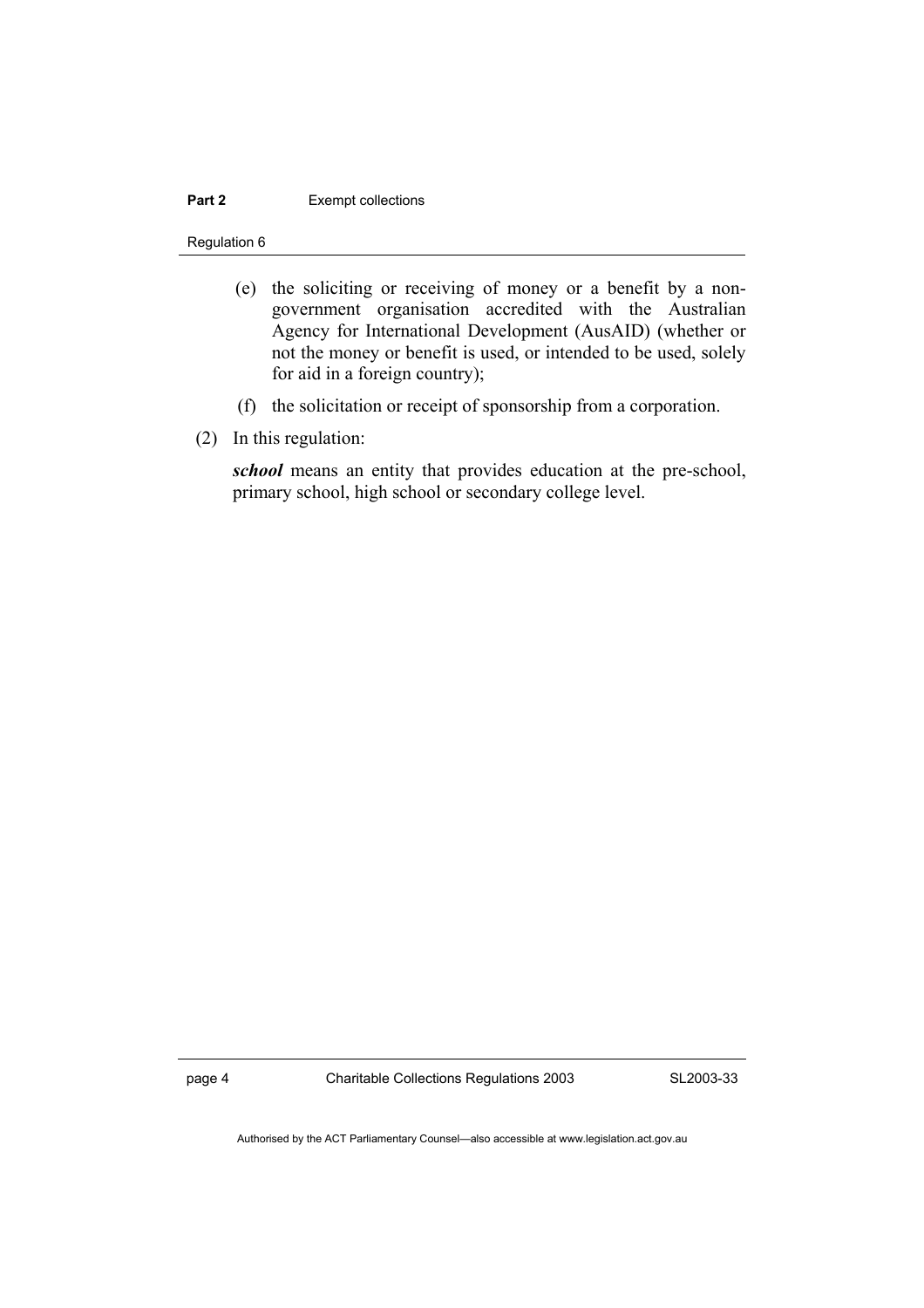(e) the soliciting or receiving of money or a benefit by a non-government organisation accredited with the Australian Agency for International Development (AusAID) (whether or not the money or benefit is used, or intended to be used, solely for aid in a foreign country);

(f) the solicitation or receipt of sponsorship from a corporation.

(2) In this regulation:

***school*** means an entity that provides education at the pre-school, primary school, high school or secondary college level.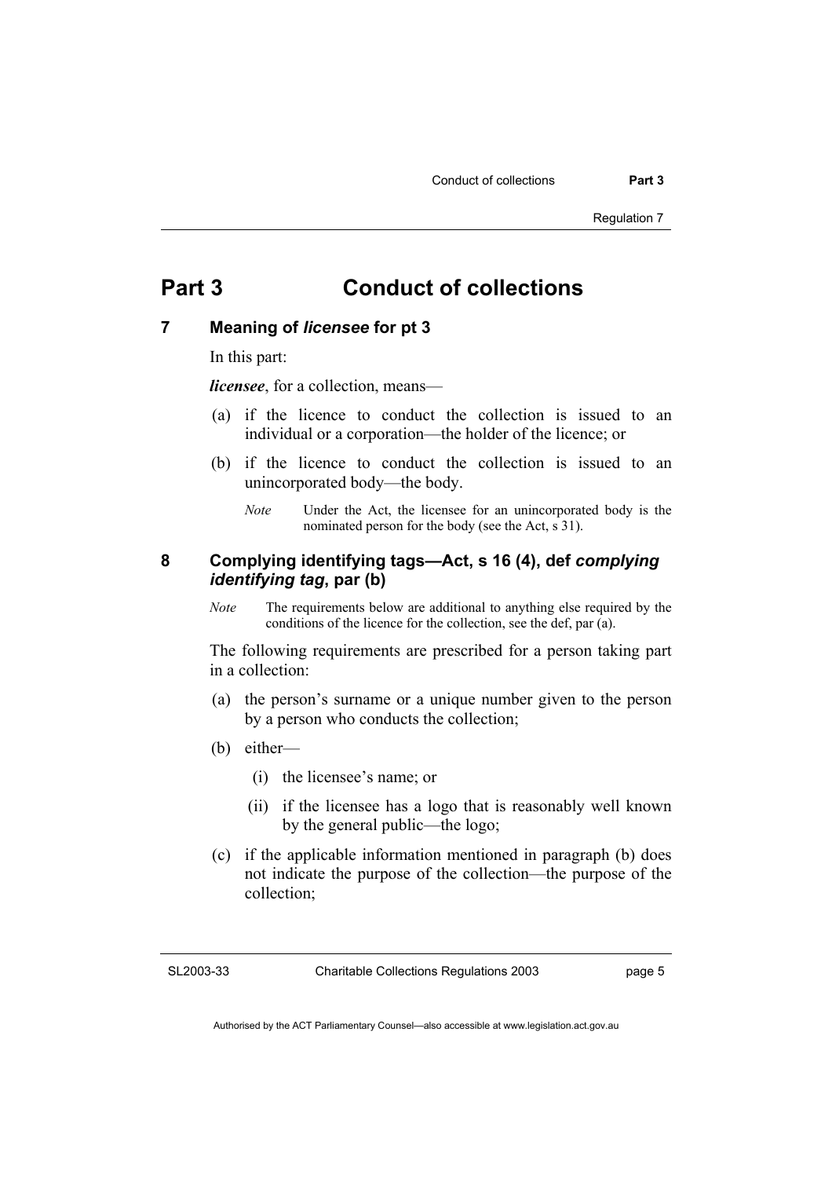# Part 3 Conduct of collections

## 7 Meaning of *licensee* for pt 3

In this part:

***licensee***, for a collection, means—

(a) if the licence to conduct the collection is issued to an individual or a corporation—the holder of the licence; or

(b) if the licence to conduct the collection is issued to an unincorporated body—the body.

*Note* Under the Act, the licensee for an unincorporated body is the nominated person for the body (see the Act, s 31).

## 8 Complying identifying tags—Act, s 16 (4), def *complying identifying tag*, par (b)

*Note* The requirements below are additional to anything else required by the conditions of the licence for the collection, see the def, par (a).

The following requirements are prescribed for a person taking part in a collection:

(a) the person's surname or a unique number given to the person by a person who conducts the collection;

(b) either—

(i) the licensee's name; or

(ii) if the licensee has a logo that is reasonably well known by the general public—the logo;

(c) if the applicable information mentioned in paragraph (b) does not indicate the purpose of the collection—the purpose of the collection;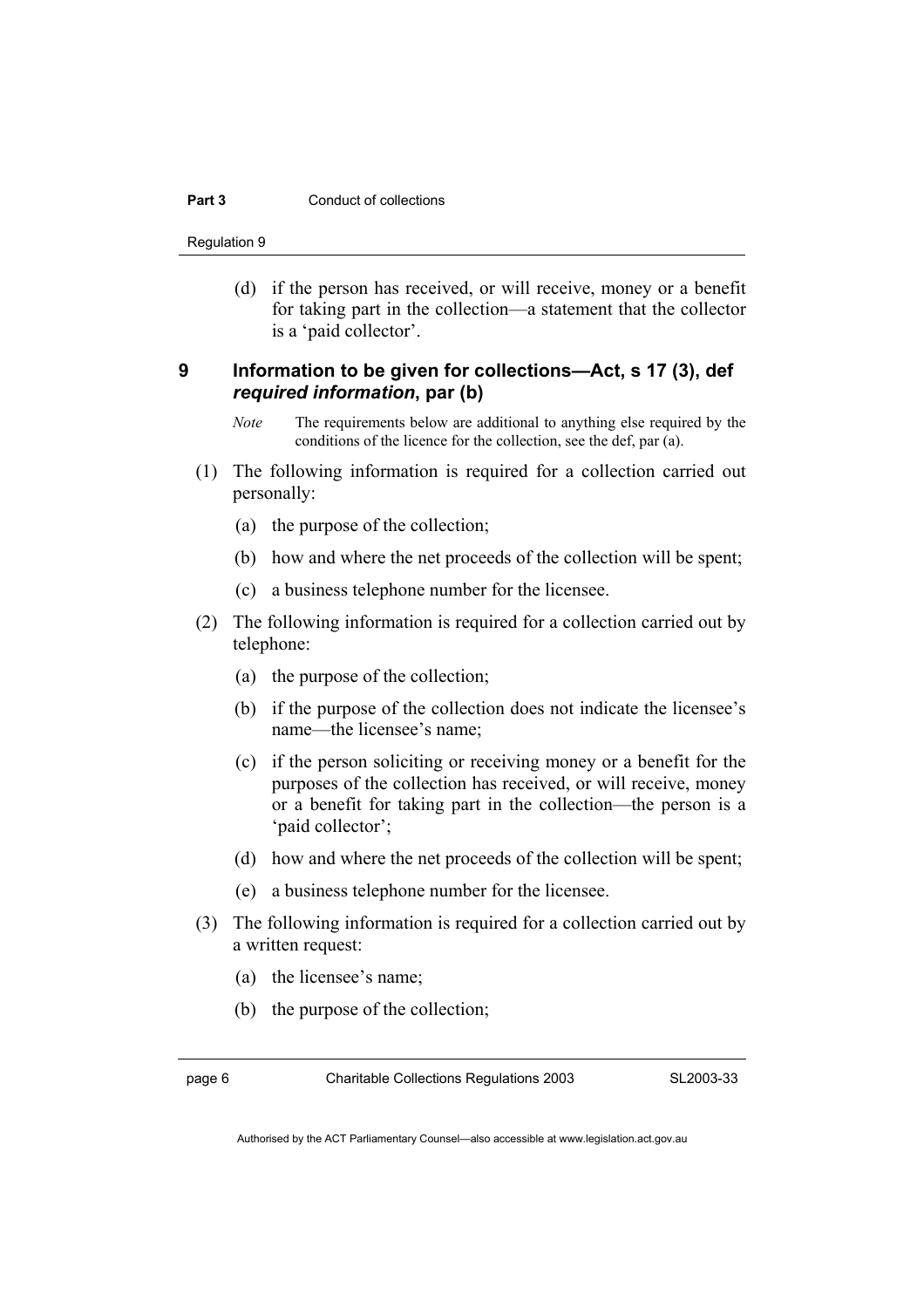(d) if the person has received, or will receive, money or a benefit for taking part in the collection—a statement that the collector is a 'paid collector'.

## 9 Information to be given for collections—Act, s 17 (3), def *required information*, par (b)

*Note* The requirements below are additional to anything else required by the conditions of the licence for the collection, see the def, par (a).

(1) The following information is required for a collection carried out personally:

(a) the purpose of the collection;

(b) how and where the net proceeds of the collection will be spent;

(c) a business telephone number for the licensee.

(2) The following information is required for a collection carried out by telephone:

(a) the purpose of the collection;

(b) if the purpose of the collection does not indicate the licensee's name—the licensee's name;

(c) if the person soliciting or receiving money or a benefit for the purposes of the collection has received, or will receive, money or a benefit for taking part in the collection—the person is a 'paid collector';

(d) how and where the net proceeds of the collection will be spent;

(e) a business telephone number for the licensee.

(3) The following information is required for a collection carried out by a written request:

(a) the licensee's name;

(b) the purpose of the collection;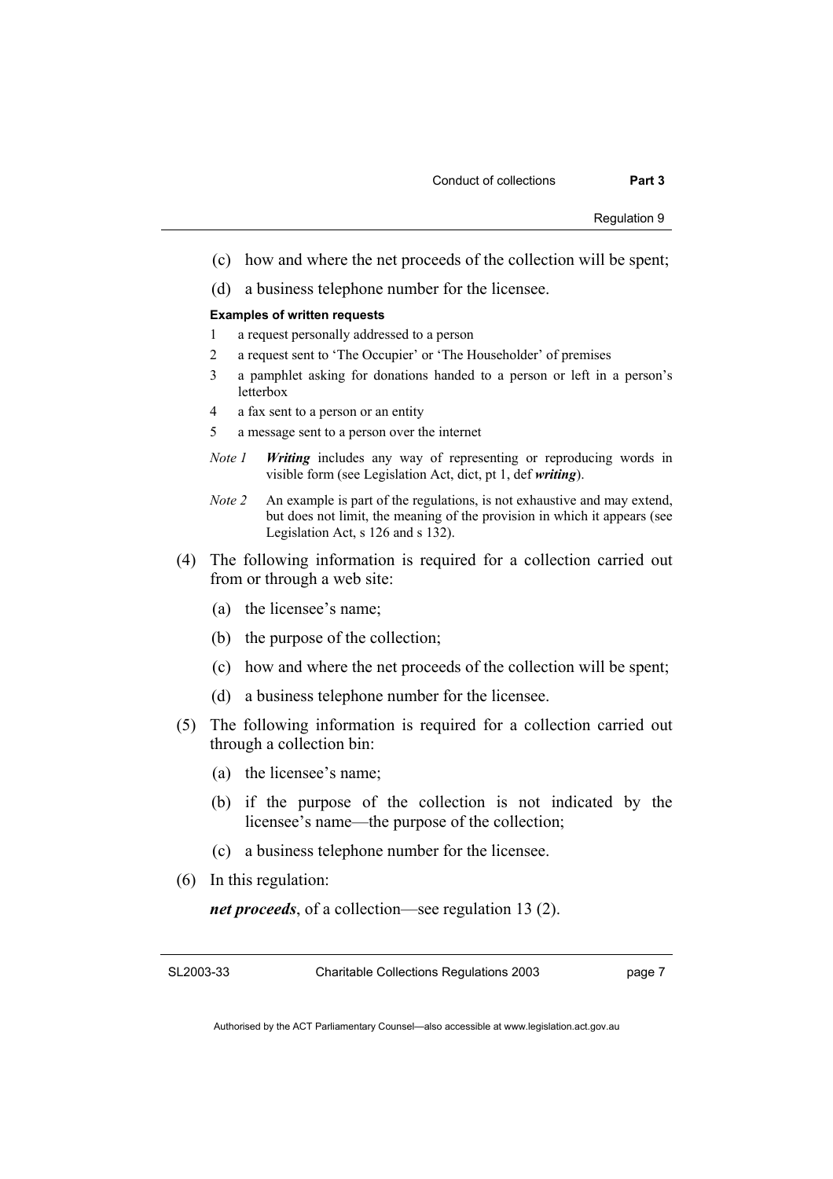(c) how and where the net proceeds of the collection will be spent;

(d) a business telephone number for the licensee.

**Examples of written requests**

1 a request personally addressed to a person

2 a request sent to 'The Occupier' or 'The Householder' of premises

3 a pamphlet asking for donations handed to a person or left in a person's letterbox

4 a fax sent to a person or an entity

5 a message sent to a person over the internet

*Note 1* ***Writing*** includes any way of representing or reproducing words in visible form (see Legislation Act, dict, pt 1, def ***writing***).

*Note 2* An example is part of the regulations, is not exhaustive and may extend, but does not limit, the meaning of the provision in which it appears (see Legislation Act, s 126 and s 132).

(4) The following information is required for a collection carried out from or through a web site:

(a) the licensee's name;

(b) the purpose of the collection;

(c) how and where the net proceeds of the collection will be spent;

(d) a business telephone number for the licensee.

(5) The following information is required for a collection carried out through a collection bin:

(a) the licensee's name;

(b) if the purpose of the collection is not indicated by the licensee's name—the purpose of the collection;

(c) a business telephone number for the licensee.

(6) In this regulation:

***net proceeds***, of a collection—see regulation 13 (2).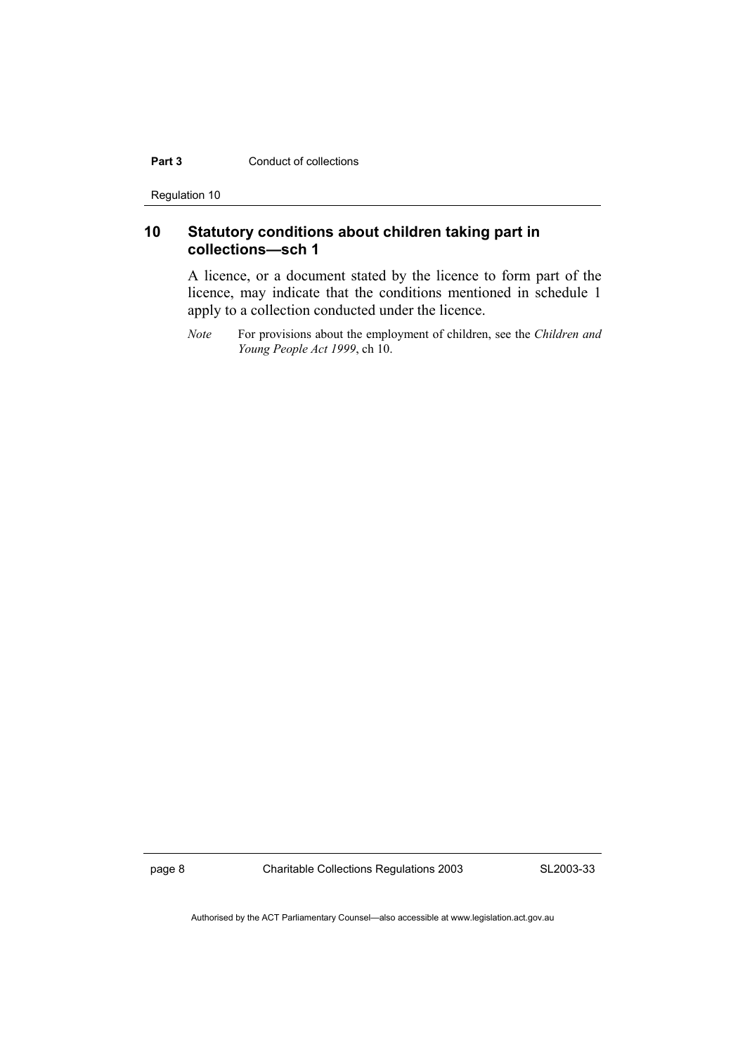## 10 Statutory conditions about children taking part in collections—sch 1

A licence, or a document stated by the licence to form part of the licence, may indicate that the conditions mentioned in schedule 1 apply to a collection conducted under the licence.

*Note* For provisions about the employment of children, see the *Children and Young People Act 1999*, ch 10.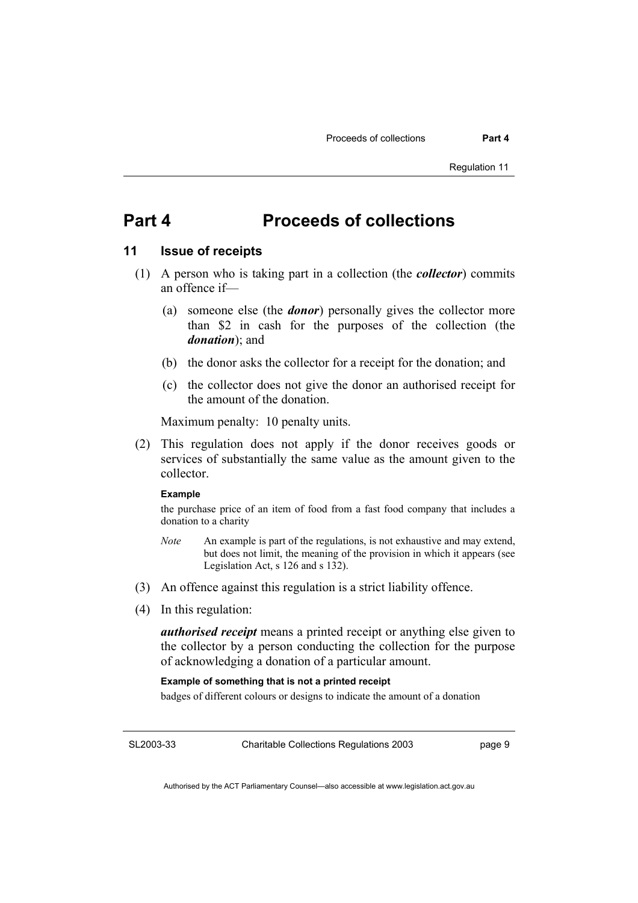# Part 4 Proceeds of collections

## 11 Issue of receipts

(1) A person who is taking part in a collection (the ***collector***) commits an offence if—

(a) someone else (the ***donor***) personally gives the collector more than $2 in cash for the purposes of the collection (the ***donation***); and

(b) the donor asks the collector for a receipt for the donation; and

(c) the collector does not give the donor an authorised receipt for the amount of the donation.

Maximum penalty: 10 penalty units.

(2) This regulation does not apply if the donor receives goods or services of substantially the same value as the amount given to the collector.

**Example**

the purchase price of an item of food from a fast food company that includes a donation to a charity

*Note* An example is part of the regulations, is not exhaustive and may extend, but does not limit, the meaning of the provision in which it appears (see Legislation Act, s 126 and s 132).

(3) An offence against this regulation is a strict liability offence.

(4) In this regulation:

***authorised receipt*** means a printed receipt or anything else given to the collector by a person conducting the collection for the purpose of acknowledging a donation of a particular amount.

**Example of something that is not a printed receipt**

badges of different colours or designs to indicate the amount of a donation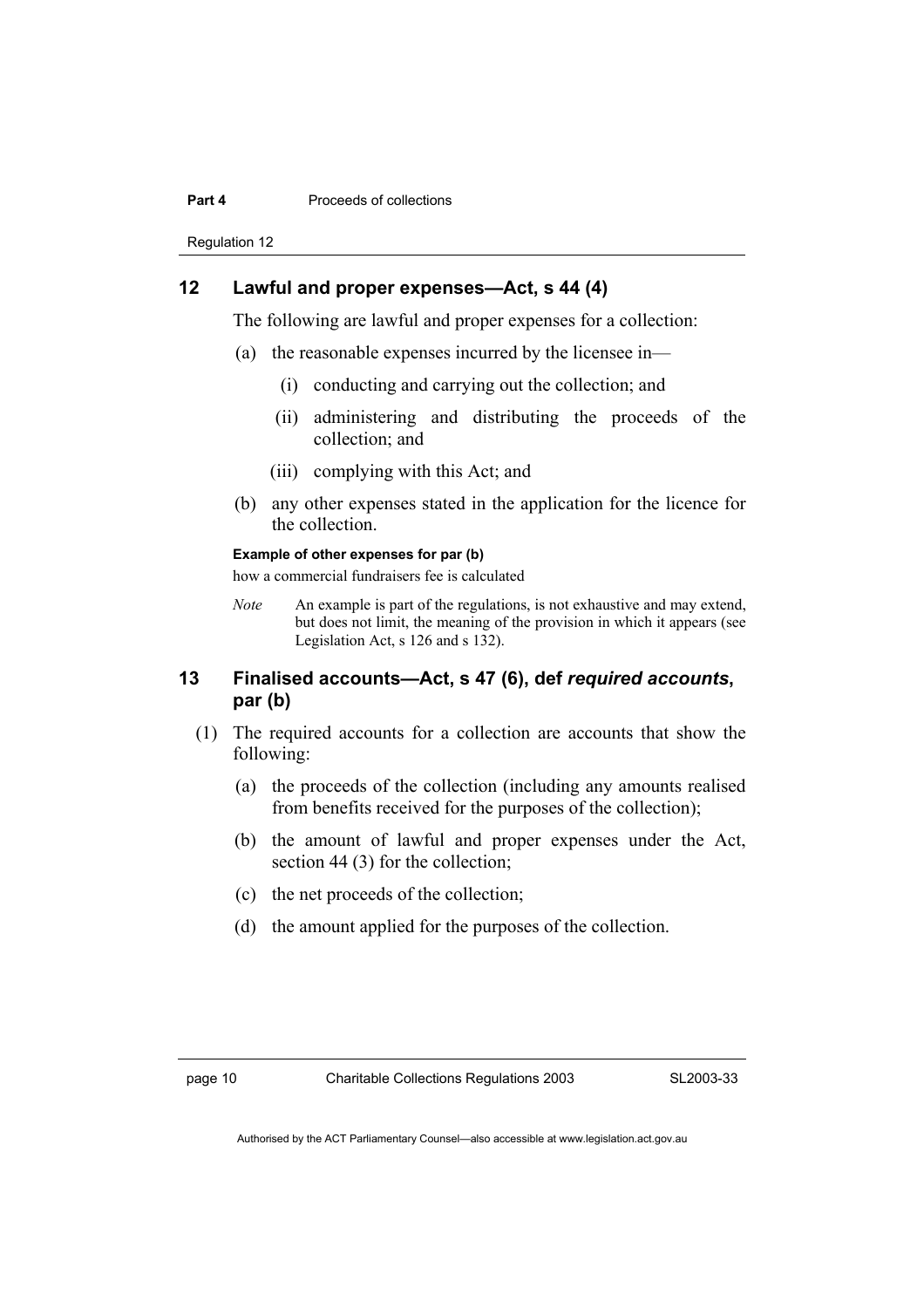## 12 Lawful and proper expenses—Act, s 44 (4)

The following are lawful and proper expenses for a collection:

(a) the reasonable expenses incurred by the licensee in—

  (i) conducting and carrying out the collection; and

  (ii) administering and distributing the proceeds of the collection; and

  (iii) complying with this Act; and

(b) any other expenses stated in the application for the licence for the collection.

**Example of other expenses for par (b)**

how a commercial fundraisers fee is calculated

*Note* An example is part of the regulations, is not exhaustive and may extend, but does not limit, the meaning of the provision in which it appears (see Legislation Act, s 126 and s 132).

## 13 Finalised accounts—Act, s 47 (6), def *required accounts*, par (b)

(1) The required accounts for a collection are accounts that show the following:

(a) the proceeds of the collection (including any amounts realised from benefits received for the purposes of the collection);

(b) the amount of lawful and proper expenses under the Act, section 44 (3) for the collection;

(c) the net proceeds of the collection;

(d) the amount applied for the purposes of the collection.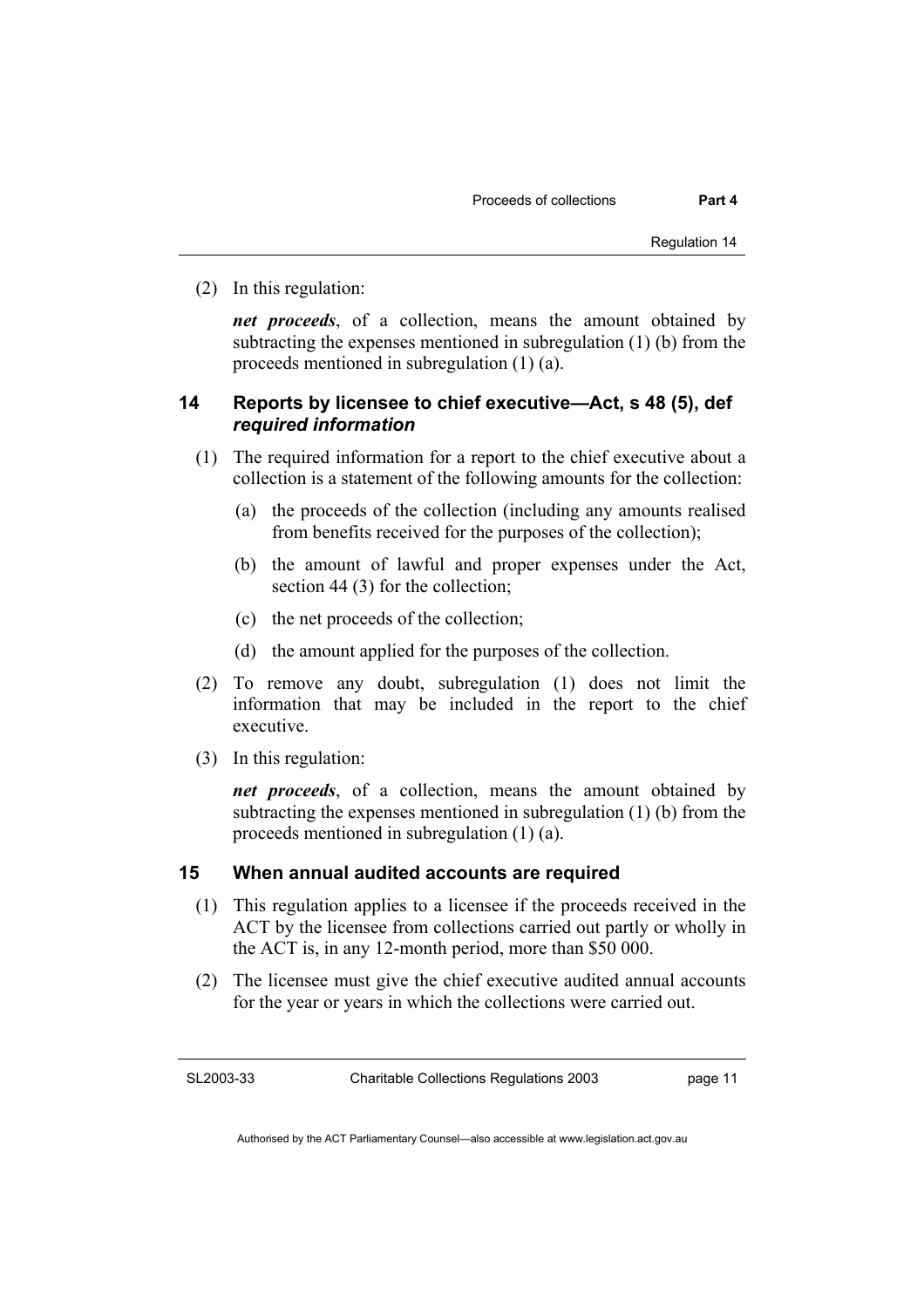(2) In this regulation:

***net proceeds***, of a collection, means the amount obtained by subtracting the expenses mentioned in subregulation (1) (b) from the proceeds mentioned in subregulation (1) (a).

## 14 Reports by licensee to chief executive—Act, s 48 (5), def *required information*

(1) The required information for a report to the chief executive about a collection is a statement of the following amounts for the collection:

(a) the proceeds of the collection (including any amounts realised from benefits received for the purposes of the collection);

(b) the amount of lawful and proper expenses under the Act, section 44 (3) for the collection;

(c) the net proceeds of the collection;

(d) the amount applied for the purposes of the collection.

(2) To remove any doubt, subregulation (1) does not limit the information that may be included in the report to the chief executive.

(3) In this regulation:

***net proceeds***, of a collection, means the amount obtained by subtracting the expenses mentioned in subregulation (1) (b) from the proceeds mentioned in subregulation (1) (a).

## 15 When annual audited accounts are required

(1) This regulation applies to a licensee if the proceeds received in the ACT by the licensee from collections carried out partly or wholly in the ACT is, in any 12-month period, more than $50 000.

(2) The licensee must give the chief executive audited annual accounts for the year or years in which the collections were carried out.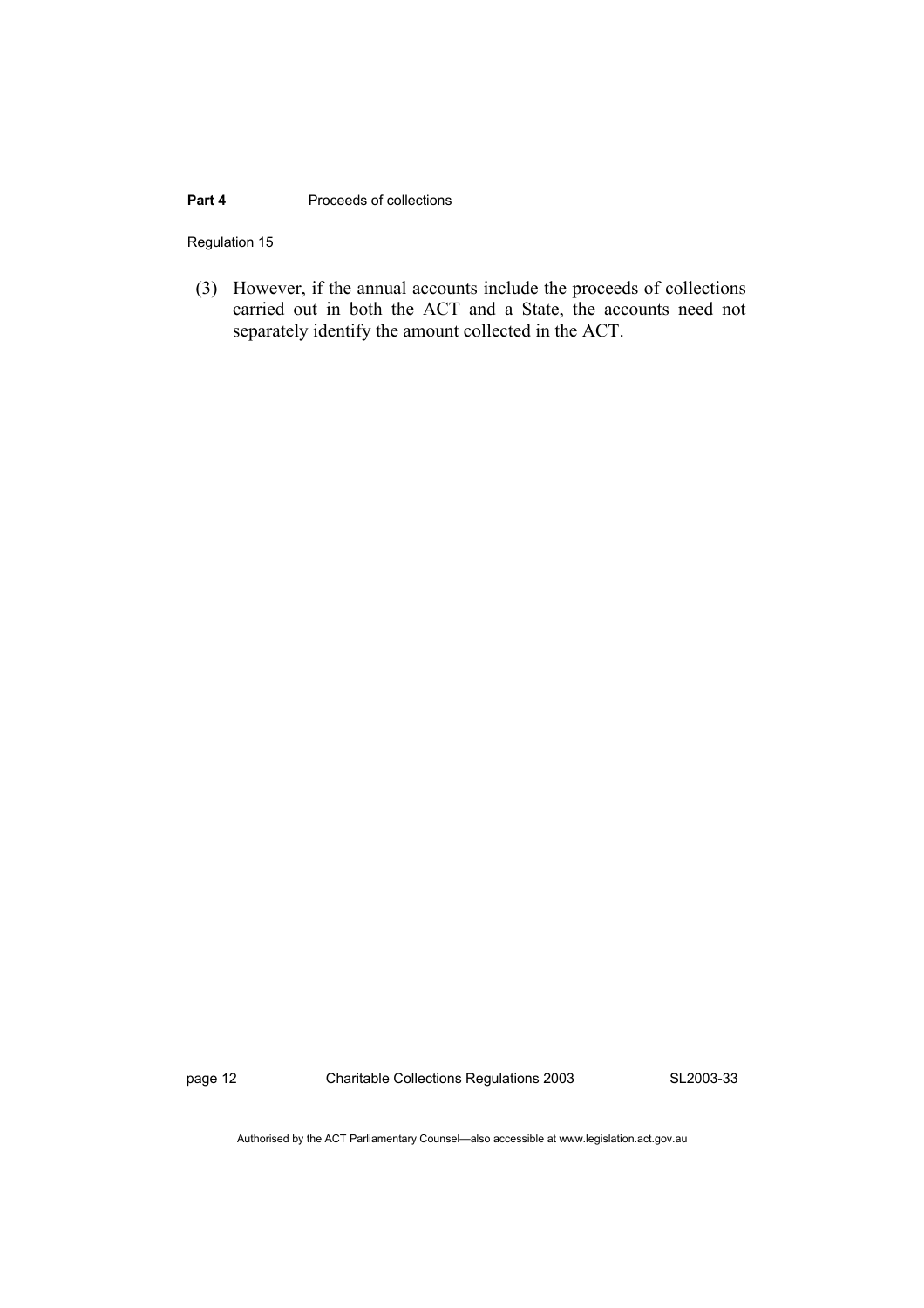(3) However, if the annual accounts include the proceeds of collections carried out in both the ACT and a State, the accounts need not separately identify the amount collected in the ACT.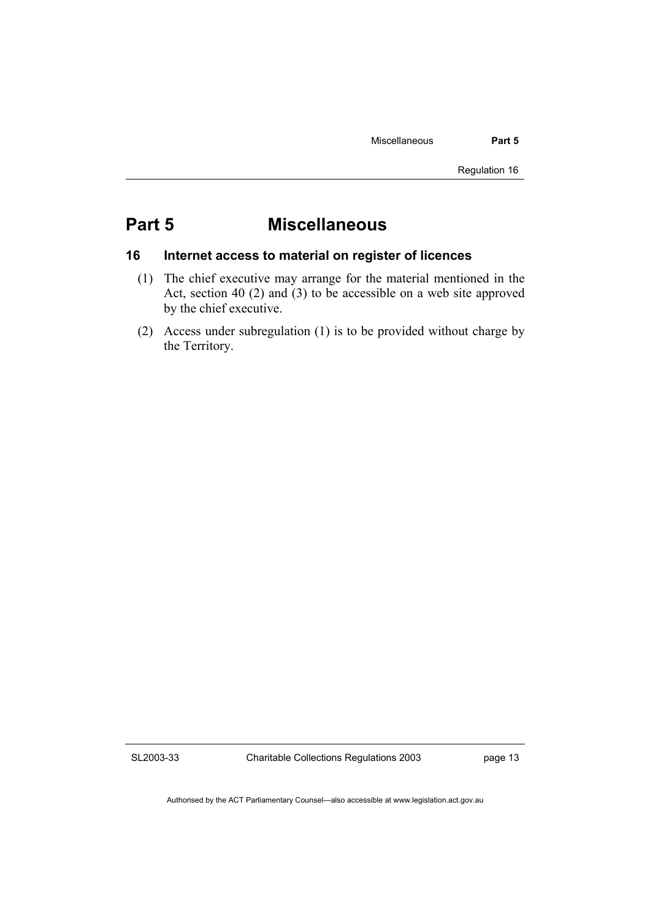# Part 5 Miscellaneous

## 16 Internet access to material on register of licences

(1) The chief executive may arrange for the material mentioned in the Act, section 40 (2) and (3) to be accessible on a web site approved by the chief executive.

(2) Access under subregulation (1) is to be provided without charge by the Territory.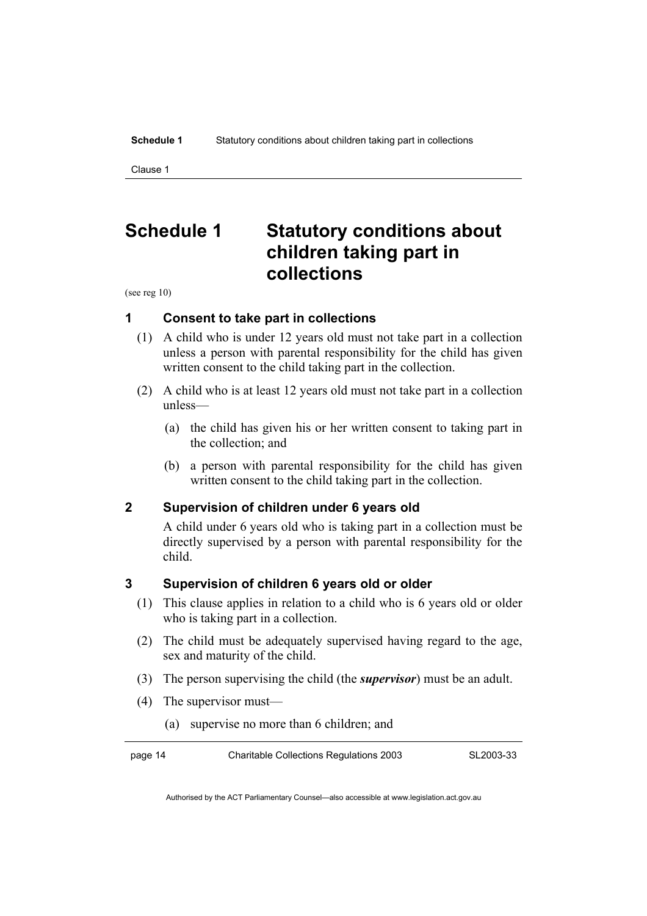# Schedule 1 Statutory conditions about children taking part in collections

(see reg 10)

### 1 Consent to take part in collections

(1) A child who is under 12 years old must not take part in a collection unless a person with parental responsibility for the child has given written consent to the child taking part in the collection.

(2) A child who is at least 12 years old must not take part in a collection unless—

(a) the child has given his or her written consent to taking part in the collection; and

(b) a person with parental responsibility for the child has given written consent to the child taking part in the collection.

### 2 Supervision of children under 6 years old

A child under 6 years old who is taking part in a collection must be directly supervised by a person with parental responsibility for the child.

### 3 Supervision of children 6 years old or older

(1) This clause applies in relation to a child who is 6 years old or older who is taking part in a collection.

(2) The child must be adequately supervised having regard to the age, sex and maturity of the child.

(3) The person supervising the child (the ***supervisor***) must be an adult.

(4) The supervisor must—

(a) supervise no more than 6 children; and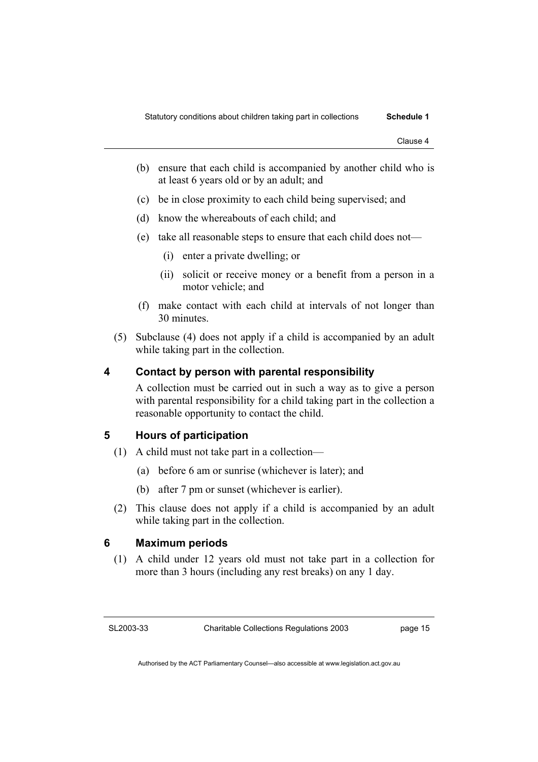(b) ensure that each child is accompanied by another child who is at least 6 years old or by an adult; and

(c) be in close proximity to each child being supervised; and

(d) know the whereabouts of each child; and

(e) take all reasonable steps to ensure that each child does not—

  (i) enter a private dwelling; or

  (ii) solicit or receive money or a benefit from a person in a motor vehicle; and

(f) make contact with each child at intervals of not longer than 30 minutes.

(5) Subclause (4) does not apply if a child is accompanied by an adult while taking part in the collection.

## 4 Contact by person with parental responsibility

A collection must be carried out in such a way as to give a person with parental responsibility for a child taking part in the collection a reasonable opportunity to contact the child.

## 5 Hours of participation

(1) A child must not take part in a collection—

  (a) before 6 am or sunrise (whichever is later); and

  (b) after 7 pm or sunset (whichever is earlier).

(2) This clause does not apply if a child is accompanied by an adult while taking part in the collection.

## 6 Maximum periods

(1) A child under 12 years old must not take part in a collection for more than 3 hours (including any rest breaks) on any 1 day.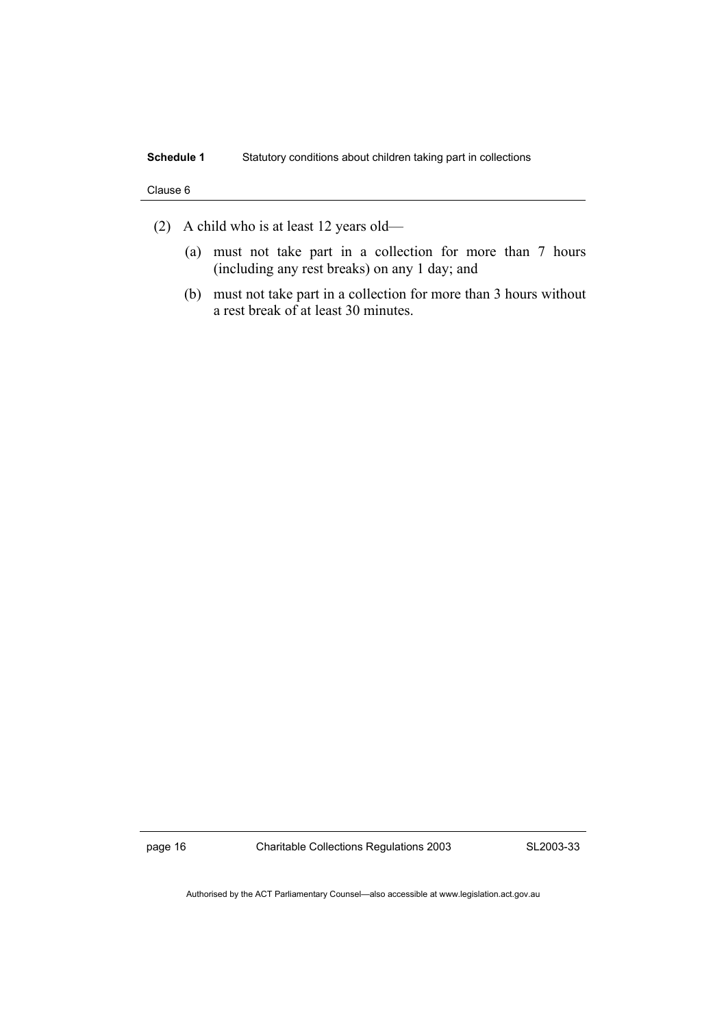(2) A child who is at least 12 years old—

(a) must not take part in a collection for more than 7 hours (including any rest breaks) on any 1 day; and

(b) must not take part in a collection for more than 3 hours without a rest break of at least 30 minutes.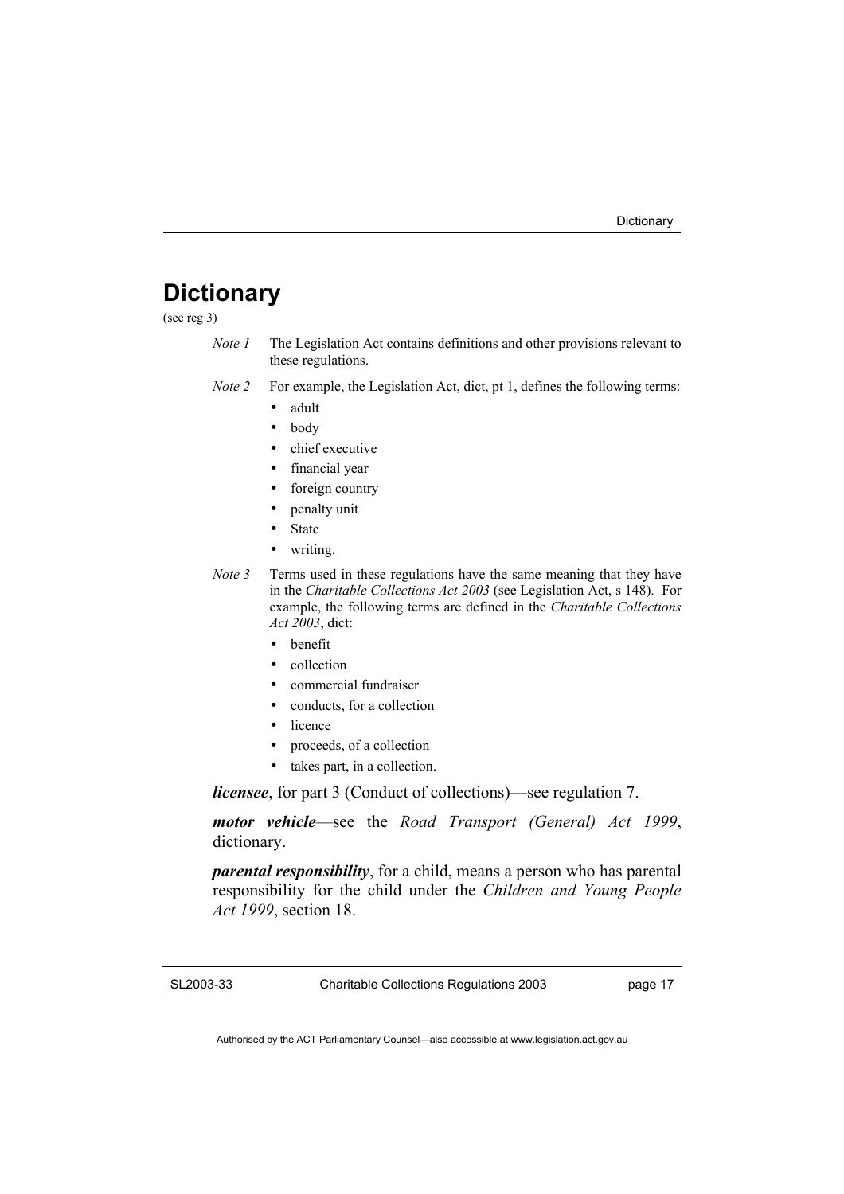# Dictionary

(see reg 3)

*Note 1* The Legislation Act contains definitions and other provisions relevant to these regulations.

*Note 2* For example, the Legislation Act, dict, pt 1, defines the following terms:

- adult
- body
- chief executive
- financial year
- foreign country
- penalty unit
- State
- writing.

*Note 3* Terms used in these regulations have the same meaning that they have in the *Charitable Collections Act 2003* (see Legislation Act, s 148). For example, the following terms are defined in the *Charitable Collections Act 2003*, dict:

- benefit
- collection
- commercial fundraiser
- conducts, for a collection
- licence
- proceeds, of a collection
- takes part, in a collection.

***licensee***, for part 3 (Conduct of collections)—see regulation 7.

***motor vehicle***—see the *Road Transport (General) Act 1999*, dictionary.

***parental responsibility***, for a child, means a person who has parental responsibility for the child under the *Children and Young People Act 1999*, section 18.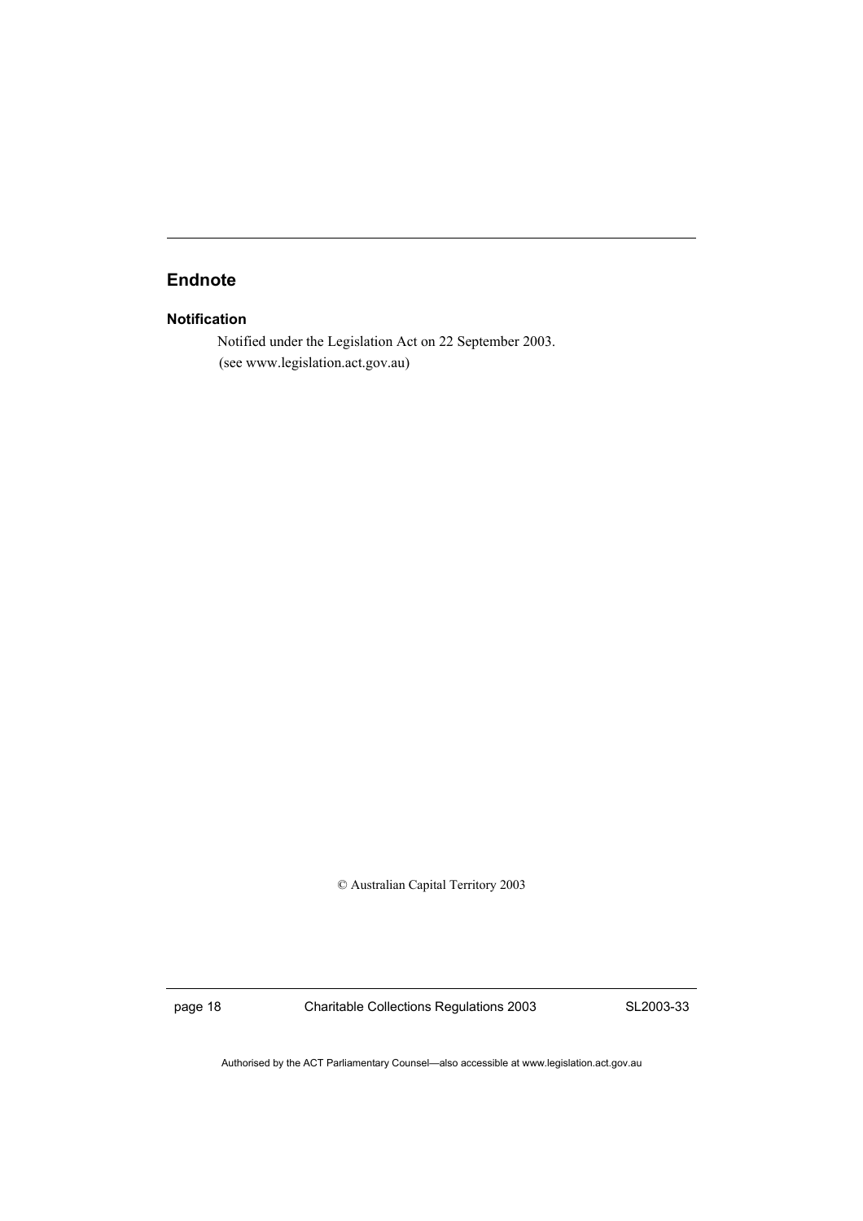## Endnote

### Notification

Notified under the Legislation Act on 22 September 2003.
(see www.legislation.act.gov.au)

© Australian Capital Territory 2003